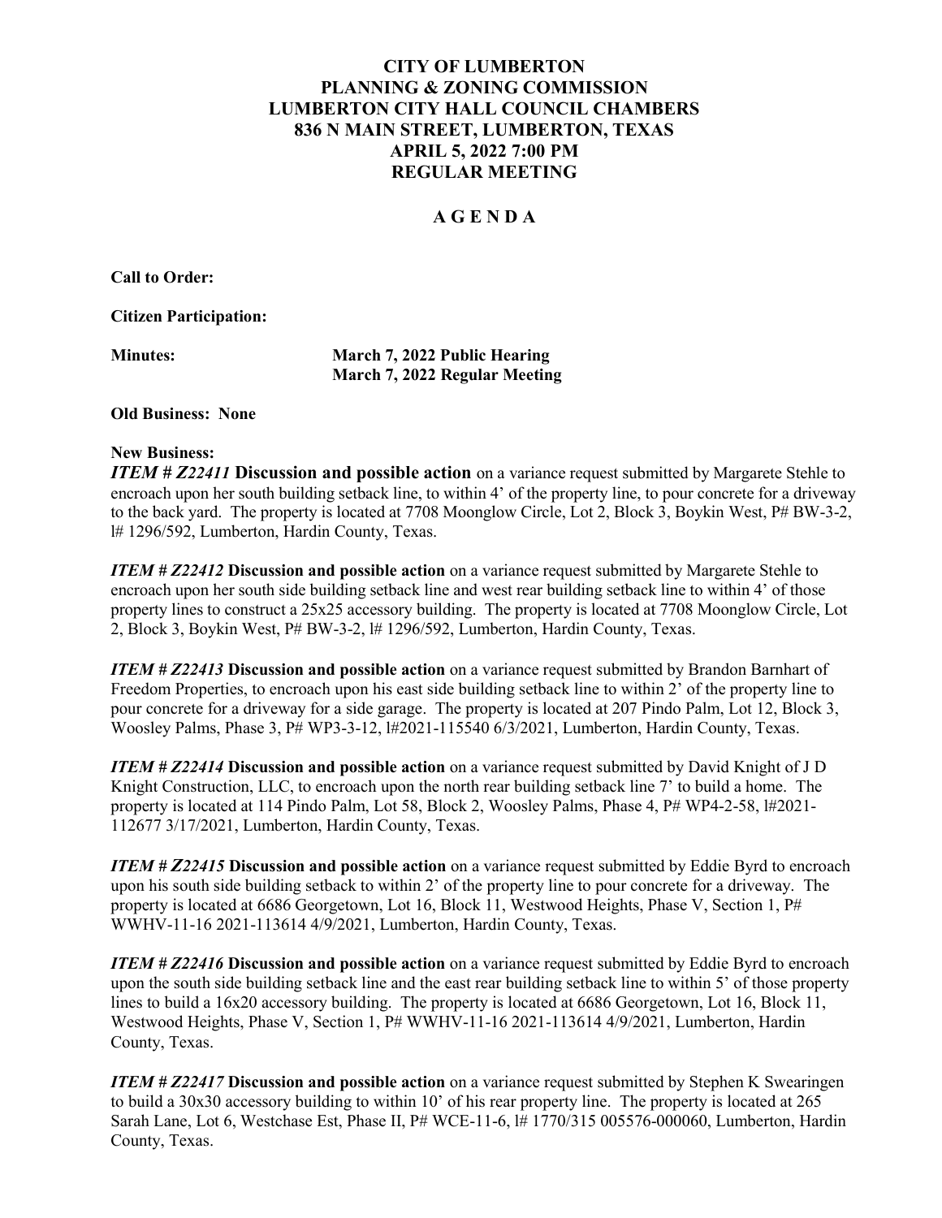# CITY OF LUMBERTON
# PLANNING & ZONING COMMISSION
# LUMBERTON CITY HALL COUNCIL CHAMBERS
# 836 N MAIN STREET, LUMBERTON, TEXAS
# APRIL 5, 2022 7:00 PM
# REGULAR MEETING

## A G E N D A

**Call to Order:**

**Citizen Participation:**

**Minutes:** **March 7, 2022 Public Hearing**
**March 7, 2022 Regular Meeting**

**Old Business: None**

**New Business:**

***ITEM # Z22411*** **Discussion and possible action** on a variance request submitted by Margarete Stehle to encroach upon her south building setback line, to within 4' of the property line, to pour concrete for a driveway to the back yard. The property is located at 7708 Moonglow Circle, Lot 2, Block 3, Boykin West, P# BW-3-2, l# 1296/592, Lumberton, Hardin County, Texas.

***ITEM # Z22412*** **Discussion and possible action** on a variance request submitted by Margarete Stehle to encroach upon her south side building setback line and west rear building setback line to within 4' of those property lines to construct a 25x25 accessory building. The property is located at 7708 Moonglow Circle, Lot 2, Block 3, Boykin West, P# BW-3-2, l# 1296/592, Lumberton, Hardin County, Texas.

***ITEM # Z22413*** **Discussion and possible action** on a variance request submitted by Brandon Barnhart of Freedom Properties, to encroach upon his east side building setback line to within 2' of the property line to pour concrete for a driveway for a side garage. The property is located at 207 Pindo Palm, Lot 12, Block 3, Woosley Palms, Phase 3, P# WP3-3-12, l#2021-115540 6/3/2021, Lumberton, Hardin County, Texas.

***ITEM # Z22414*** **Discussion and possible action** on a variance request submitted by David Knight of J D Knight Construction, LLC, to encroach upon the north rear building setback line 7' to build a home. The property is located at 114 Pindo Palm, Lot 58, Block 2, Woosley Palms, Phase 4, P# WP4-2-58, l#2021-112677 3/17/2021, Lumberton, Hardin County, Texas.

***ITEM # Z22415*** **Discussion and possible action** on a variance request submitted by Eddie Byrd to encroach upon his south side building setback to within 2' of the property line to pour concrete for a driveway. The property is located at 6686 Georgetown, Lot 16, Block 11, Westwood Heights, Phase V, Section 1, P# WWHV-11-16 2021-113614 4/9/2021, Lumberton, Hardin County, Texas.

***ITEM # Z22416*** **Discussion and possible action** on a variance request submitted by Eddie Byrd to encroach upon the south side building setback line and the east rear building setback line to within 5' of those property lines to build a 16x20 accessory building. The property is located at 6686 Georgetown, Lot 16, Block 11, Westwood Heights, Phase V, Section 1, P# WWHV-11-16 2021-113614 4/9/2021, Lumberton, Hardin County, Texas.

***ITEM # Z22417*** **Discussion and possible action** on a variance request submitted by Stephen K Swearingen to build a 30x30 accessory building to within 10' of his rear property line. The property is located at 265 Sarah Lane, Lot 6, Westchase Est, Phase II, P# WCE-11-6, l# 1770/315 005576-000060, Lumberton, Hardin County, Texas.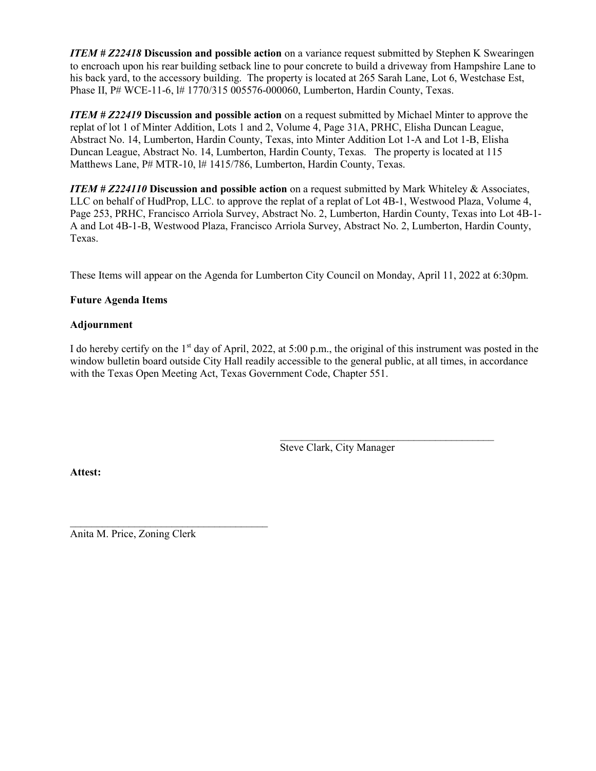***ITEM # Z22418*** **Discussion and possible action** on a variance request submitted by Stephen K Swearingen to encroach upon his rear building setback line to pour concrete to build a driveway from Hampshire Lane to his back yard, to the accessory building. The property is located at 265 Sarah Lane, Lot 6, Westchase Est, Phase II, P# WCE-11-6, l# 1770/315 005576-000060, Lumberton, Hardin County, Texas.

***ITEM # Z22419*** **Discussion and possible action** on a request submitted by Michael Minter to approve the replat of lot 1 of Minter Addition, Lots 1 and 2, Volume 4, Page 31A, PRHC, Elisha Duncan League, Abstract No. 14, Lumberton, Hardin County, Texas, into Minter Addition Lot 1-A and Lot 1-B, Elisha Duncan League, Abstract No. 14, Lumberton, Hardin County, Texas. The property is located at 115 Matthews Lane, P# MTR-10, l# 1415/786, Lumberton, Hardin County, Texas.

***ITEM # Z224110*** **Discussion and possible action** on a request submitted by Mark Whiteley & Associates, LLC on behalf of HudProp, LLC. to approve the replat of a replat of Lot 4B-1, Westwood Plaza, Volume 4, Page 253, PRHC, Francisco Arriola Survey, Abstract No. 2, Lumberton, Hardin County, Texas into Lot 4B-1-A and Lot 4B-1-B, Westwood Plaza, Francisco Arriola Survey, Abstract No. 2, Lumberton, Hardin County, Texas.

These Items will appear on the Agenda for Lumberton City Council on Monday, April 11, 2022 at 6:30pm.

**Future Agenda Items**

**Adjournment**

I do hereby certify on the 1st day of April, 2022, at 5:00 p.m., the original of this instrument was posted in the window bulletin board outside City Hall readily accessible to the general public, at all times, in accordance with the Texas Open Meeting Act, Texas Government Code, Chapter 551.

\_\_\_\_\_\_\_\_\_\_\_\_\_\_\_\_\_\_\_\_\_\_\_\_\_\_\_\_\_\_\_\_\_\_\_\_\_\_\_\_\_\_

Steve Clark, City Manager

**Attest:**

\_\_\_\_\_\_\_\_\_\_\_\_\_\_\_\_\_\_\_\_\_\_\_\_\_\_\_\_\_\_\_\_\_\_\_\_\_\_\_

Anita M. Price, Zoning Clerk